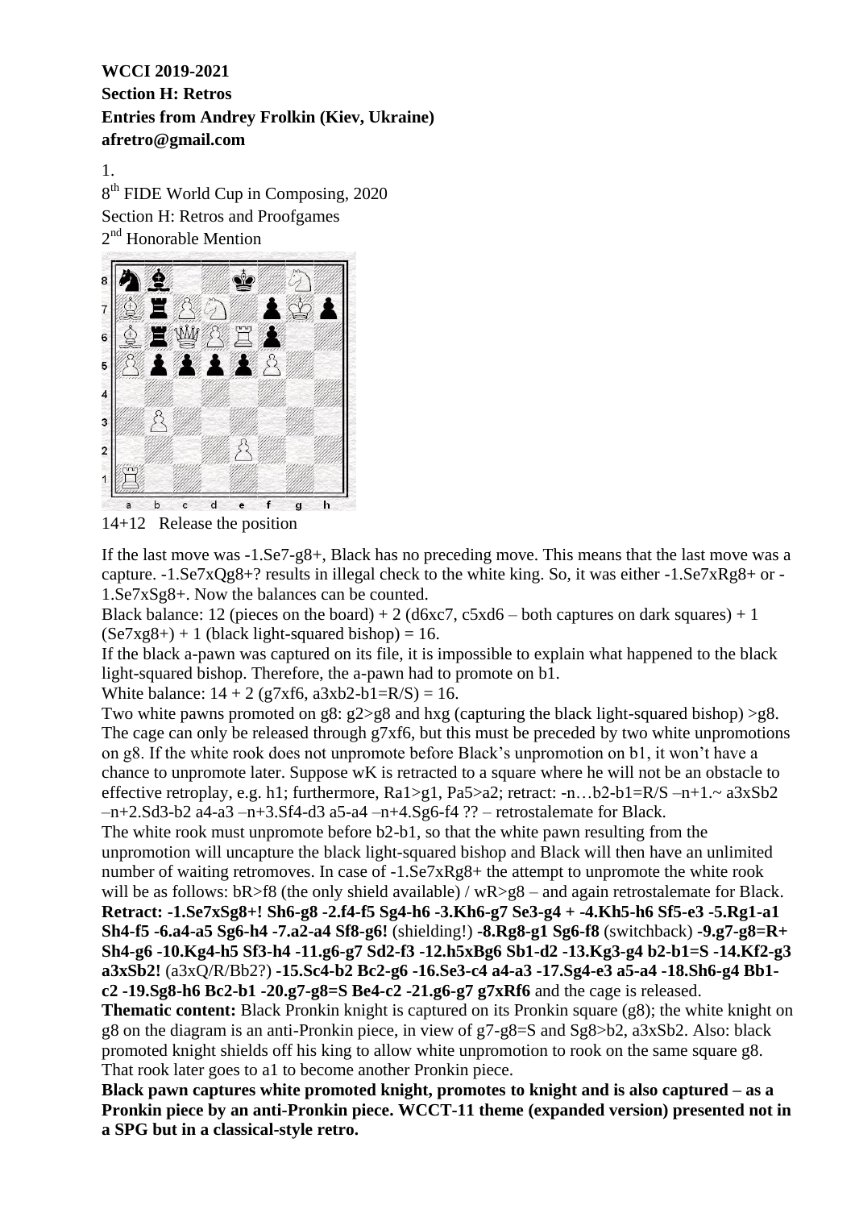**WCCI 2019-2021**
**Section H: Retros**
**Entries from Andrey Frolkin (Kiev, Ukraine)**
**afretro@gmail.com**

1.
8th FIDE World Cup in Composing, 2020
Section H: Retros and Proofgames
2nd Honorable Mention

14+12 Release the position

If the last move was -1.Se7-g8+, Black has no preceding move. This means that the last move was a capture. -1.Se7xQg8+? results in illegal check to the white king. So, it was either -1.Se7xRg8+ or -1.Se7xSg8+. Now the balances can be counted.

Black balance: 12 (pieces on the board) + 2 (d6xc7, c5xd6 – both captures on dark squares) + 1 (Se7xg8+) + 1 (black light-squared bishop) = 16.

If the black a-pawn was captured on its file, it is impossible to explain what happened to the black light-squared bishop. Therefore, the a-pawn had to promote on b1.

White balance: 14 + 2 (g7xf6, a3xb2-b1=R/S) = 16.

Two white pawns promoted on g8: g2>g8 and hxg (capturing the black light-squared bishop) >g8. The cage can only be released through g7xf6, but this must be preceded by two white unpromotions on g8. If the white rook does not unpromote before Black's unpromotion on b1, it won't have a chance to unpromote later. Suppose wK is retracted to a square where he will not be an obstacle to effective retroplay, e.g. h1; furthermore, Ra1>g1, Pa5>a2; retract: -n…b2-b1=R/S –n+1.~ a3xSb2 –n+2.Sd3-b2 a4-a3 –n+3.Sf4-d3 a5-a4 –n+4.Sg6-f4 ?? – retrostalemate for Black.

The white rook must unpromote before b2-b1, so that the white pawn resulting from the unpromotion will uncapture the black light-squared bishop and Black will then have an unlimited number of waiting retromoves. In case of -1.Se7xRg8+ the attempt to unpromote the white rook will be as follows: bR>f8 (the only shield available) / wR>g8 – and again retrostalemate for Black.

**Retract: -1.Se7xSg8+! Sh6-g8 -2.f4-f5 Sg4-h6 -3.Kh6-g7 Se3-g4 + -4.Kh5-h6 Sf5-e3 -5.Rg1-a1 Sh4-f5 -6.a4-a5 Sg6-h4 -7.a2-a4 Sf8-g6!** (shielding!) **-8.Rg8-g1 Sg6-f8** (switchback) **-9.g7-g8=R+ Sh4-g6 -10.Kg4-h5 Sf3-h4 -11.g6-g7 Sd2-f3 -12.h5xBg6 Sb1-d2 -13.Kg3-g4 b2-b1=S -14.Kf2-g3 a3xSb2!** (a3xQ/R/Bb2?) **-15.Sc4-b2 Bc2-g6 -16.Se3-c4 a4-a3 -17.Sg4-e3 a5-a4 -18.Sh6-g4 Bb1-c2 -19.Sg8-h6 Bc2-b1 -20.g7-g8=S Be4-c2 -21.g6-g7 g7xRf6** and the cage is released.

**Thematic content:** Black Pronkin knight is captured on its Pronkin square (g8); the white knight on g8 on the diagram is an anti-Pronkin piece, in view of g7-g8=S and Sg8>b2, a3xSb2. Also: black promoted knight shields off his king to allow white unpromotion to rook on the same square g8. That rook later goes to a1 to become another Pronkin piece.

**Black pawn captures white promoted knight, promotes to knight and is also captured – as a Pronkin piece by an anti-Pronkin piece. WCCT-11 theme (expanded version) presented not in a SPG but in a classical-style retro.**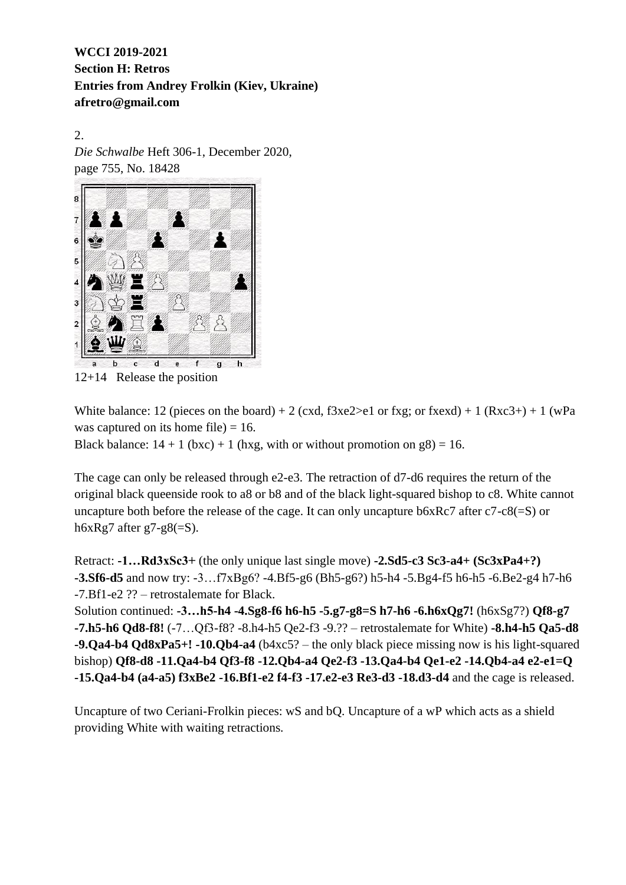**WCCI 2019-2021**
**Section H: Retros**
**Entries from Andrey Frolkin (Kiev, Ukraine)**
**afretro@gmail.com**

2.
*Die Schwalbe* Heft 306-1, December 2020,
page 755, No. 18428

12+14 Release the position

White balance: 12 (pieces on the board) + 2 (cxd, f3xe2>e1 or fxg; or fxexd) + 1 (Rxc3+) + 1 (wPa was captured on its home file) = 16.
Black balance: 14 + 1 (bxc) + 1 (hxg, with or without promotion on g8) = 16.

The cage can only be released through e2-e3. The retraction of d7-d6 requires the return of the original black queenside rook to a8 or b8 and of the black light-squared bishop to c8. White cannot uncapture both before the release of the cage. It can only uncapture b6xRc7 after c7-c8(=S) or h6xRg7 after g7-g8(=S).

Retract: **-1…Rd3xSc3+** (the only unique last single move) **-2.Sd5-c3 Sc3-a4+ (Sc3xPa4+?) -3.Sf6-d5** and now try: -3…f7xBg6? -4.Bf5-g6 (Bh5-g6?) h5-h4 -5.Bg4-f5 h6-h5 -6.Be2-g4 h7-h6 -7.Bf1-e2 ?? – retrostalemate for Black.
Solution continued: **-3…h5-h4 -4.Sg8-f6 h6-h5 -5.g7-g8=S h7-h6 -6.h6xQg7!** (h6xSg7?) **Qf8-g7 -7.h5-h6 Qd8-f8!** (-7…Qf3-f8? -8.h4-h5 Qe2-f3 -9.?? – retrostalemate for White) **-8.h4-h5 Qa5-d8 -9.Qa4-b4 Qd8xPa5+! -10.Qb4-a4** (b4xc5? – the only black piece missing now is his light-squared bishop) **Qf8-d8 -11.Qa4-b4 Qf3-f8 -12.Qb4-a4 Qe2-f3 -13.Qa4-b4 Qe1-e2 -14.Qb4-a4 e2-e1=Q -15.Qa4-b4 (a4-a5) f3xBe2 -16.Bf1-e2 f4-f3 -17.e2-e3 Re3-d3 -18.d3-d4** and the cage is released.

Uncapture of two Ceriani-Frolkin pieces: wS and bQ. Uncapture of a wP which acts as a shield providing White with waiting retractions.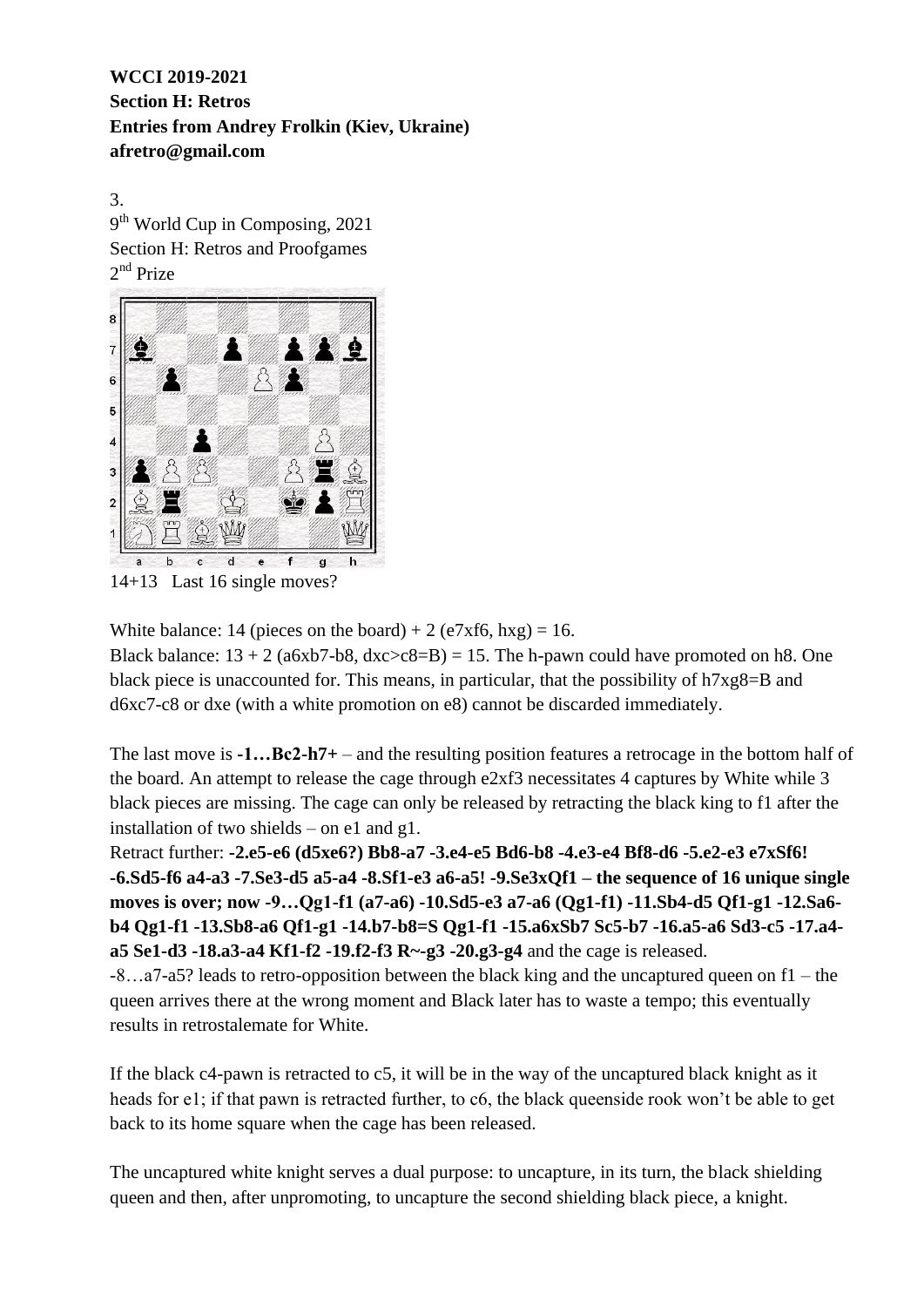**WCCI 2019-2021**
**Section H: Retros**
**Entries from Andrey Frolkin (Kiev, Ukraine)**
**afretro@gmail.com**

3.
9th World Cup in Composing, 2021
Section H: Retros and Proofgames
2nd Prize

14+13   Last 16 single moves?

White balance: 14 (pieces on the board) + 2 (e7xf6, hxg) = 16.
Black balance: 13 + 2 (a6xb7-b8, dxc>c8=B) = 15. The h-pawn could have promoted on h8. One black piece is unaccounted for. This means, in particular, that the possibility of h7xg8=B and d6xc7-c8 or dxe (with a white promotion on e8) cannot be discarded immediately.

The last move is **-1…Bc2-h7+** – and the resulting position features a retrocage in the bottom half of the board. An attempt to release the cage through e2xf3 necessitates 4 captures by White while 3 black pieces are missing. The cage can only be released by retracting the black king to f1 after the installation of two shields – on e1 and g1.
Retract further: **-2.e5-e6 (d5xe6?) Bb8-a7 -3.e4-e5 Bd6-b8 -4.e3-e4 Bf8-d6 -5.e2-e3 e7xSf6! -6.Sd5-f6 a4-a3 -7.Se3-d5 a5-a4 -8.Sf1-e3 a6-a5! -9.Se3xQf1 – the sequence of 16 unique single moves is over; now -9…Qg1-f1 (a7-a6) -10.Sd5-e3 a7-a6 (Qg1-f1) -11.Sb4-d5 Qf1-g1 -12.Sa6-b4 Qg1-f1 -13.Sb8-a6 Qf1-g1 -14.b7-b8=S Qg1-f1 -15.a6xSb7 Sc5-b7 -16.a5-a6 Sd3-c5 -17.a4-a5 Se1-d3 -18.a3-a4 Kf1-f2 -19.f2-f3 R~-g3 -20.g3-g4** and the cage is released.
-8…a7-a5? leads to retro-opposition between the black king and the uncaptured queen on f1 – the queen arrives there at the wrong moment and Black later has to waste a tempo; this eventually results in retrostalemate for White.

If the black c4-pawn is retracted to c5, it will be in the way of the uncaptured black knight as it heads for e1; if that pawn is retracted further, to c6, the black queenside rook won't be able to get back to its home square when the cage has been released.

The uncaptured white knight serves a dual purpose: to uncapture, in its turn, the black shielding queen and then, after unpromoting, to uncapture the second shielding black piece, a knight.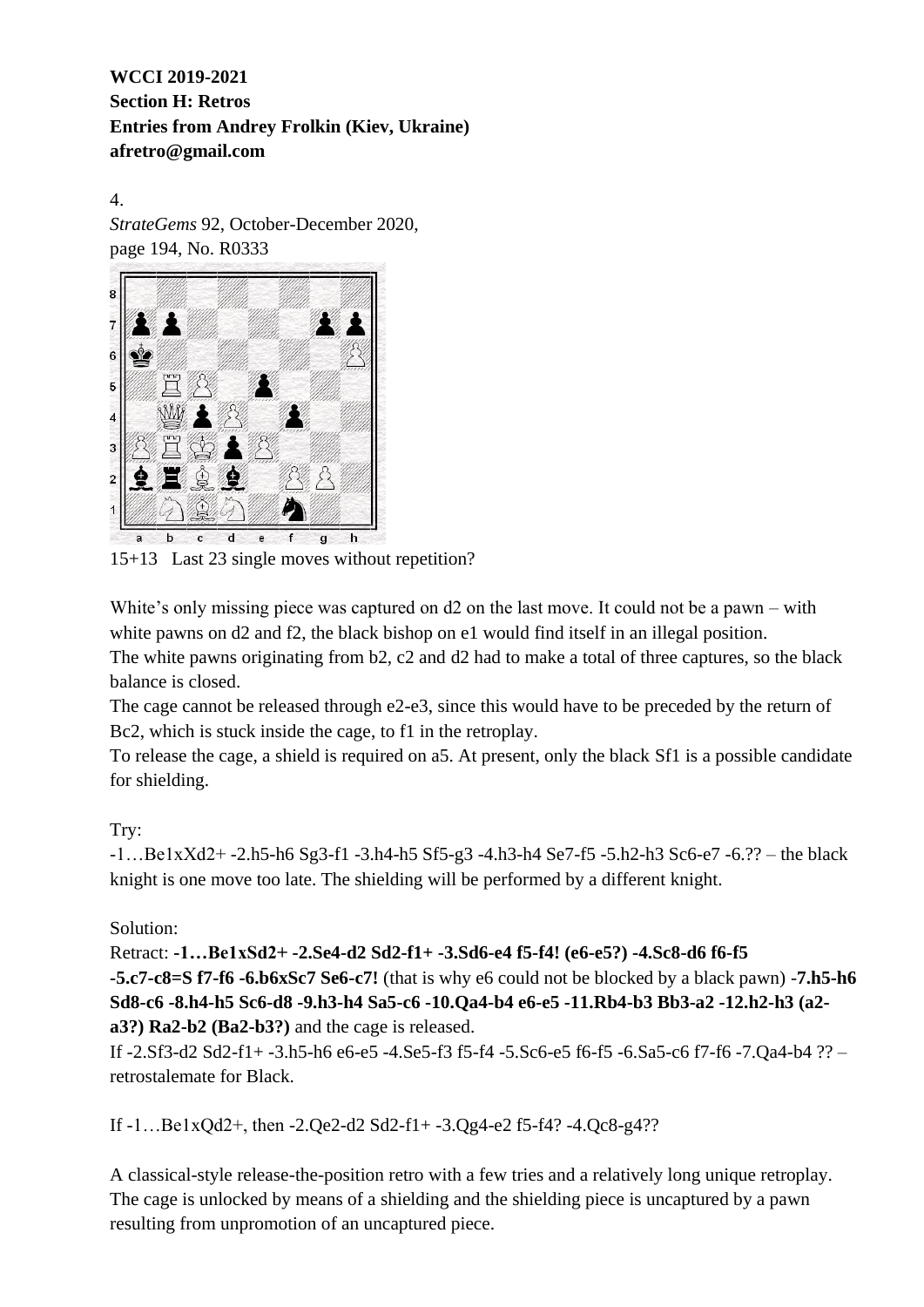**WCCI 2019-2021**
**Section H: Retros**
**Entries from Andrey Frolkin (Kiev, Ukraine)**
**afretro@gmail.com**

4.
*StrateGems* 92, October-December 2020,
page 194, No. R0333

15+13   Last 23 single moves without repetition?

White's only missing piece was captured on d2 on the last move. It could not be a pawn – with white pawns on d2 and f2, the black bishop on e1 would find itself in an illegal position.
The white pawns originating from b2, c2 and d2 had to make a total of three captures, so the black balance is closed.
The cage cannot be released through e2-e3, since this would have to be preceded by the return of Bc2, which is stuck inside the cage, to f1 in the retroplay.
To release the cage, a shield is required on a5. At present, only the black Sf1 is a possible candidate for shielding.

Try:
-1…Be1xXd2+ -2.h5-h6 Sg3-f1 -3.h4-h5 Sf5-g3 -4.h3-h4 Se7-f5 -5.h2-h3 Sc6-e7 -6.?? – the black knight is one move too late. The shielding will be performed by a different knight.

Solution:
Retract: **-1…Be1xSd2+ -2.Se4-d2 Sd2-f1+ -3.Sd6-e4 f5-f4! (e6-e5?) -4.Sc8-d6 f6-f5 -5.c7-c8=S f7-f6 -6.b6xSc7 Se6-c7!** (that is why e6 could not be blocked by a black pawn) **-7.h5-h6 Sd8-c6 -8.h4-h5 Sc6-d8 -9.h3-h4 Sa5-c6 -10.Qa4-b4 e6-e5 -11.Rb4-b3 Bb3-a2 -12.h2-h3 (a2-a3?) Ra2-b2 (Ba2-b3?)** and the cage is released.
If -2.Sf3-d2 Sd2-f1+ -3.h5-h6 e6-e5 -4.Se5-f3 f5-f4 -5.Sc6-e5 f6-f5 -6.Sa5-c6 f7-f6 -7.Qa4-b4 ?? – retrostalemate for Black.

If -1…Be1xQd2+, then -2.Qe2-d2 Sd2-f1+ -3.Qg4-e2 f5-f4? -4.Qc8-g4??

A classical-style release-the-position retro with a few tries and a relatively long unique retroplay. The cage is unlocked by means of a shielding and the shielding piece is uncaptured by a pawn resulting from unpromotion of an uncaptured piece.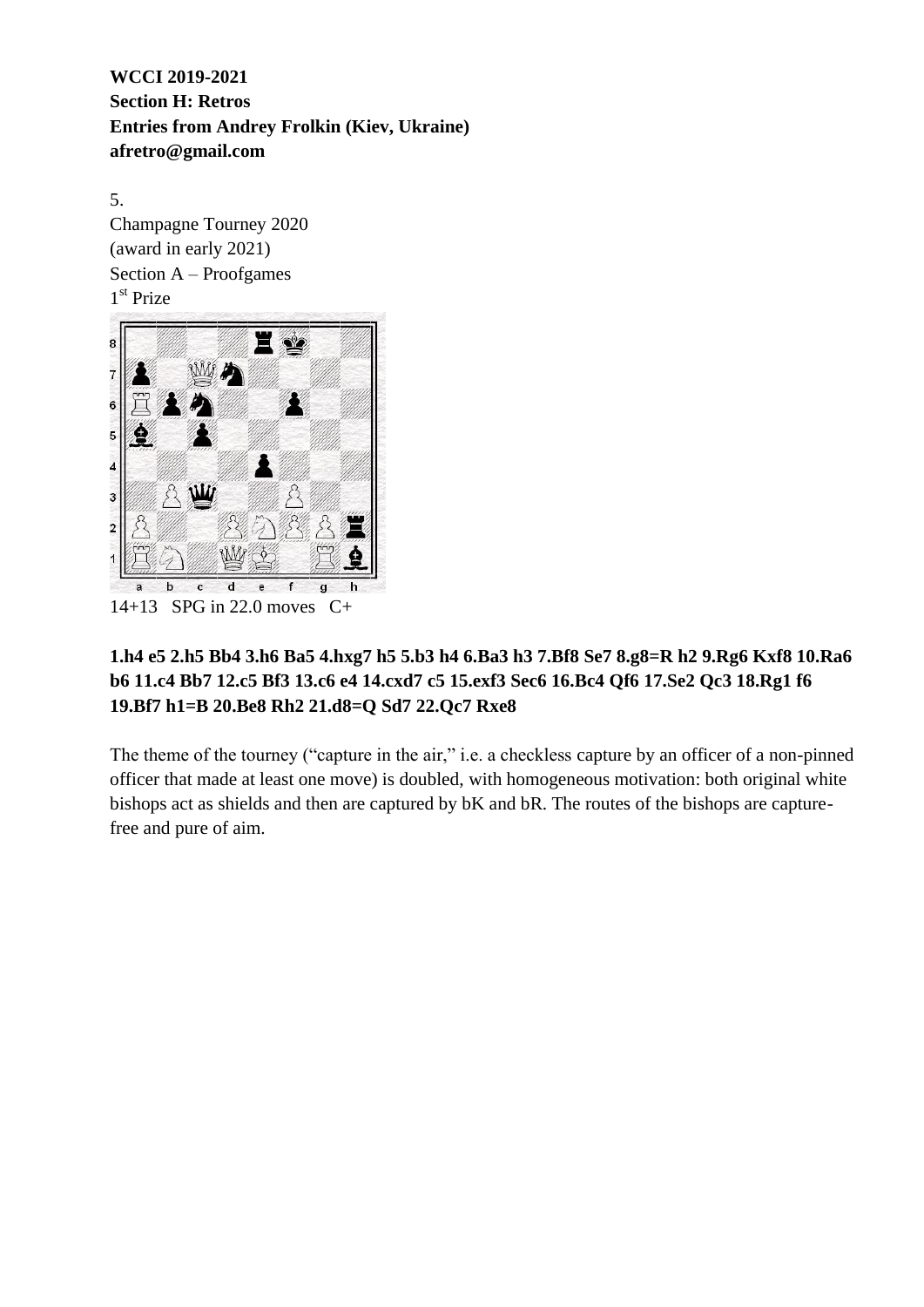**WCCI 2019-2021**
**Section H: Retros**
**Entries from Andrey Frolkin (Kiev, Ukraine)**
**afretro@gmail.com**

5.
Champagne Tourney 2020
(award in early 2021)
Section A – Proofgames
1st Prize

14+13   SPG in 22.0 moves   C+

**1.h4 e5 2.h5 Bb4 3.h6 Ba5 4.hxg7 h5 5.b3 h4 6.Ba3 h3 7.Bf8 Se7 8.g8=R h2 9.Rg6 Kxf8 10.Ra6 b6 11.c4 Bb7 12.c5 Bf3 13.c6 e4 14.cxd7 c5 15.exf3 Sec6 16.Bc4 Qf6 17.Se2 Qc3 18.Rg1 f6 19.Bf7 h1=B 20.Be8 Rh2 21.d8=Q Sd7 22.Qc7 Rxe8**

The theme of the tourney ("capture in the air," i.e. a checkless capture by an officer of a non-pinned officer that made at least one move) is doubled, with homogeneous motivation: both original white bishops act as shields and then are captured by bK and bR. The routes of the bishops are capture-free and pure of aim.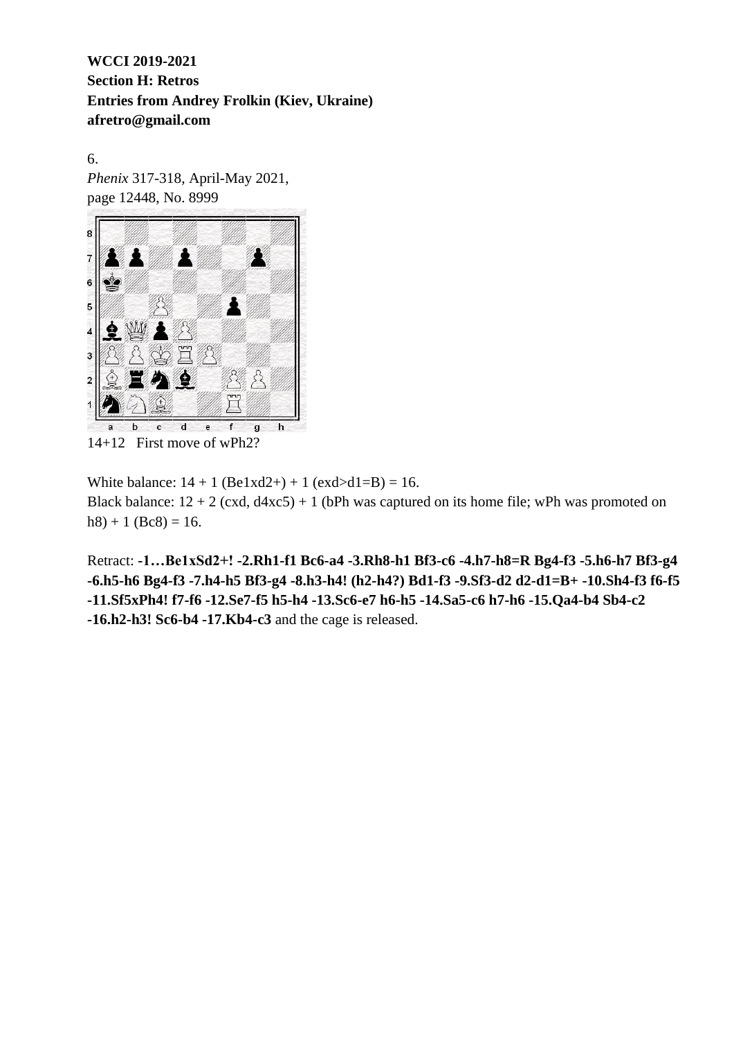**WCCI 2019-2021**
**Section H: Retros**
**Entries from Andrey Frolkin (Kiev, Ukraine)**
**afretro@gmail.com**

6.
*Phenix* 317-318, April-May 2021,
page 12448, No. 8999

14+12 First move of wPh2?

White balance: 14 + 1 (Be1xd2+) + 1 (exd>d1=B) = 16.
Black balance: 12 + 2 (cxd, d4xc5) + 1 (bPh was captured on its home file; wPh was promoted on h8) + 1 (Bc8) = 16.

Retract: **-1…Be1xSd2+! -2.Rh1-f1 Bc6-a4 -3.Rh8-h1 Bf3-c6 -4.h7-h8=R Bg4-f3 -5.h6-h7 Bf3-g4 -6.h5-h6 Bg4-f3 -7.h4-h5 Bf3-g4 -8.h3-h4! (h2-h4?) Bd1-f3 -9.Sf3-d2 d2-d1=B+ -10.Sh4-f3 f6-f5 -11.Sf5xPh4! f7-f6 -12.Se7-f5 h5-h4 -13.Sc6-e7 h6-h5 -14.Sa5-c6 h7-h6 -15.Qa4-b4 Sb4-c2 -16.h2-h3! Sc6-b4 -17.Kb4-c3** and the cage is released.